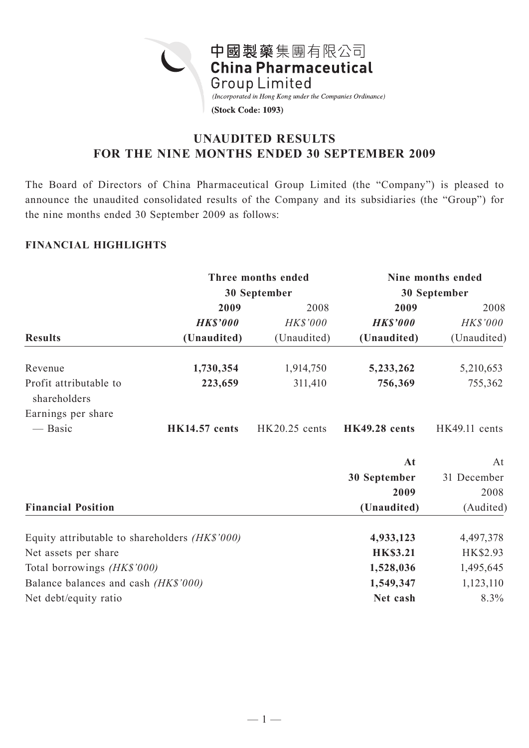中國製藥集團有限公司
**China Pharmaceutical Group Limited**

*(Incorporated in Hong Kong under the Companies Ordinance)*

**(Stock Code: 1093)**

# UNAUDITED RESULTS FOR THE NINE MONTHS ENDED 30 SEPTEMBER 2009

The Board of Directors of China Pharmaceutical Group Limited (the "Company") is pleased to announce the unaudited consolidated results of the Company and its subsidiaries (the "Group") for the nine months ended 30 September 2009 as follows:

## FINANCIAL HIGHLIGHTS

| | Three months ended 30 September | | Nine months ended 30 September | |
|---|---|---|---|---|
| | **2009** | 2008 | **2009** | 2008 |
| | ***HK$'000*** | *HK$'000* | ***HK$'000*** | *HK$'000* |
| **Results** | **(Unaudited)** | (Unaudited) | **(Unaudited)** | (Unaudited) |
| Revenue | **1,730,354** | 1,914,750 | **5,233,262** | 5,210,653 |
| Profit attributable to shareholders | **223,659** | 311,410 | **756,369** | 755,362 |
| Earnings per share — Basic | **HK14.57 cents** | HK20.25 cents | **HK49.28 cents** | HK49.11 cents |

| **Financial Position** | **At 30 September 2009 (Unaudited)** | At 31 December 2008 (Audited) |
|---|---|---|
| Equity attributable to shareholders *(HK$'000)* | **4,933,123** | 4,497,378 |
| Net assets per share | **HK$3.21** | HK$2.93 |
| Total borrowings *(HK$'000)* | **1,528,036** | 1,495,645 |
| Balance balances and cash *(HK$'000)* | **1,549,347** | 1,123,110 |
| Net debt/equity ratio | **Net cash** | 8.3% |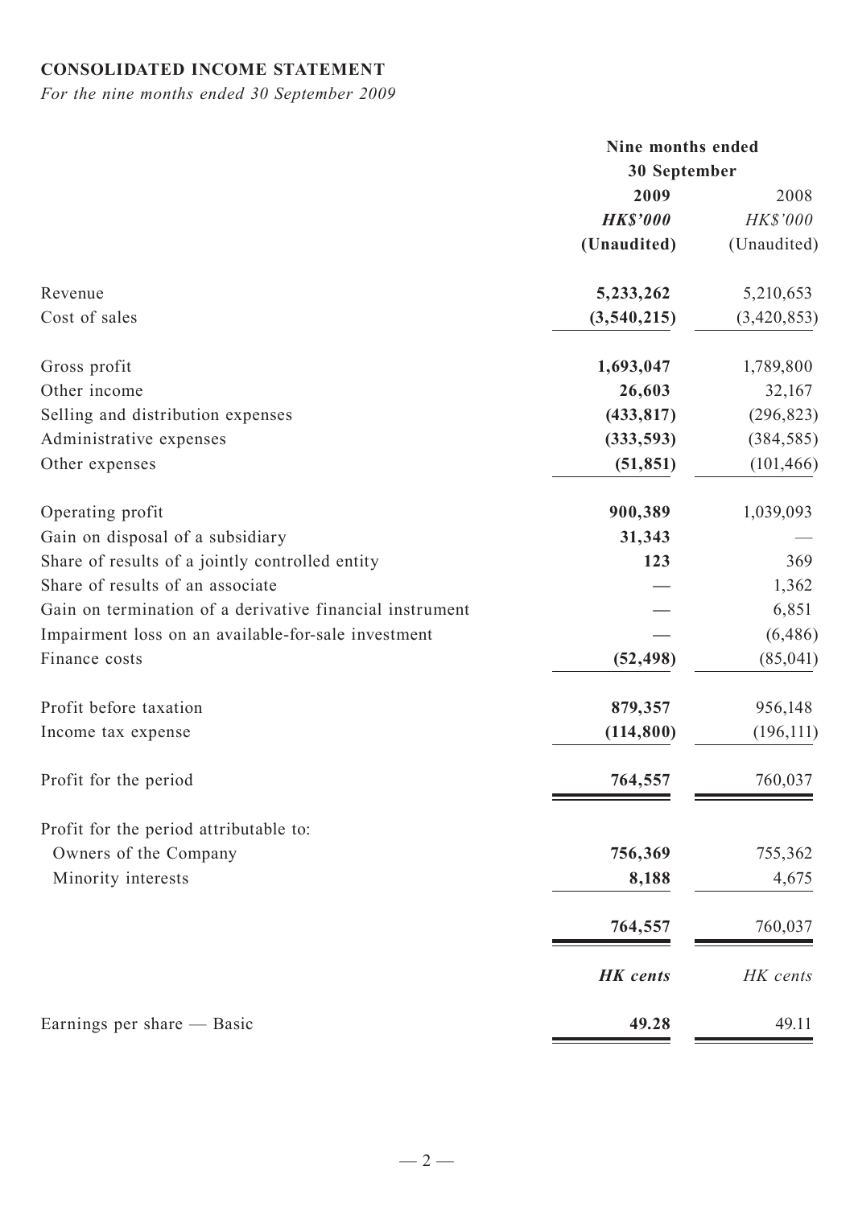## CONSOLIDATED INCOME STATEMENT

*For the nine months ended 30 September 2009*

| | Nine months ended 30 September | |
|---|---|---|
| | **2009** | 2008 |
| | ***HK$'000*** | *HK$'000* |
| | **(Unaudited)** | (Unaudited) |
| Revenue | **5,233,262** | 5,210,653 |
| Cost of sales | **(3,540,215)** | (3,420,853) |
| Gross profit | **1,693,047** | 1,789,800 |
| Other income | **26,603** | 32,167 |
| Selling and distribution expenses | **(433,817)** | (296,823) |
| Administrative expenses | **(333,593)** | (384,585) |
| Other expenses | **(51,851)** | (101,466) |
| Operating profit | **900,389** | 1,039,093 |
| Gain on disposal of a subsidiary | **31,343** | — |
| Share of results of a jointly controlled entity | **123** | 369 |
| Share of results of an associate | **—** | 1,362 |
| Gain on termination of a derivative financial instrument | **—** | 6,851 |
| Impairment loss on an available-for-sale investment | **—** | (6,486) |
| Finance costs | **(52,498)** | (85,041) |
| Profit before taxation | **879,357** | 956,148 |
| Income tax expense | **(114,800)** | (196,111) |
| Profit for the period | **764,557** | 760,037 |
| Profit for the period attributable to: | | |
| Owners of the Company | **756,369** | 755,362 |
| Minority interests | **8,188** | 4,675 |
| | **764,557** | 760,037 |
| | ***HK cents*** | *HK cents* |
| Earnings per share — Basic | **49.28** | 49.11 |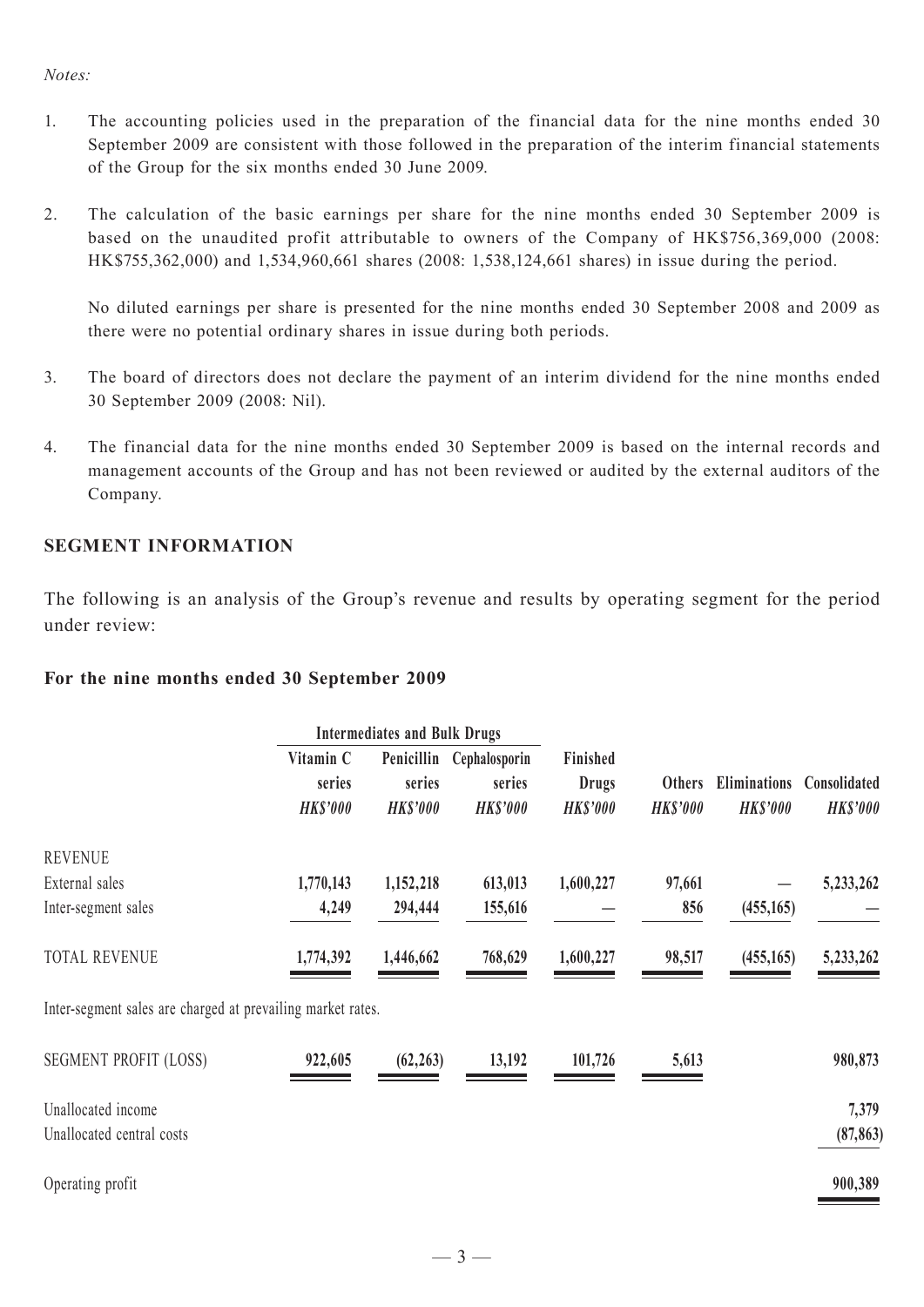*Notes:*

1. The accounting policies used in the preparation of the financial data for the nine months ended 30 September 2009 are consistent with those followed in the preparation of the interim financial statements of the Group for the six months ended 30 June 2009.

2. The calculation of the basic earnings per share for the nine months ended 30 September 2009 is based on the unaudited profit attributable to owners of the Company of HK$756,369,000 (2008: HK$755,362,000) and 1,534,960,661 shares (2008: 1,538,124,661 shares) in issue during the period.

   No diluted earnings per share is presented for the nine months ended 30 September 2008 and 2009 as there were no potential ordinary shares in issue during both periods.

3. The board of directors does not declare the payment of an interim dividend for the nine months ended 30 September 2009 (2008: Nil).

4. The financial data for the nine months ended 30 September 2009 is based on the internal records and management accounts of the Group and has not been reviewed or audited by the external auditors of the Company.

## SEGMENT INFORMATION

The following is an analysis of the Group's revenue and results by operating segment for the period under review:

### For the nine months ended 30 September 2009

| | Intermediates and Bulk Drugs | | | | | | |
|---|---|---|---|---|---|---|---|
| | Vitamin C series | Penicillin series | Cephalosporin series | Finished Drugs | Others | Eliminations | Consolidated |
| | *HK$'000* | *HK$'000* | *HK$'000* | *HK$'000* | *HK$'000* | *HK$'000* | *HK$'000* |
| REVENUE | | | | | | | |
| External sales | 1,770,143 | 1,152,218 | 613,013 | 1,600,227 | 97,661 | — | 5,233,262 |
| Inter-segment sales | 4,249 | 294,444 | 155,616 | — | 856 | (455,165) | — |
| TOTAL REVENUE | 1,774,392 | 1,446,662 | 768,629 | 1,600,227 | 98,517 | (455,165) | 5,233,262 |

Inter-segment sales are charged at prevailing market rates.

| | Vitamin C series | Penicillin series | Cephalosporin series | Finished Drugs | Others | Eliminations | Consolidated |
|---|---|---|---|---|---|---|---|
| SEGMENT PROFIT (LOSS) | 922,605 | (62,263) | 13,192 | 101,726 | 5,613 | | 980,873 |
| Unallocated income | | | | | | | 7,379 |
| Unallocated central costs | | | | | | | (87,863) |
| Operating profit | | | | | | | 900,389 |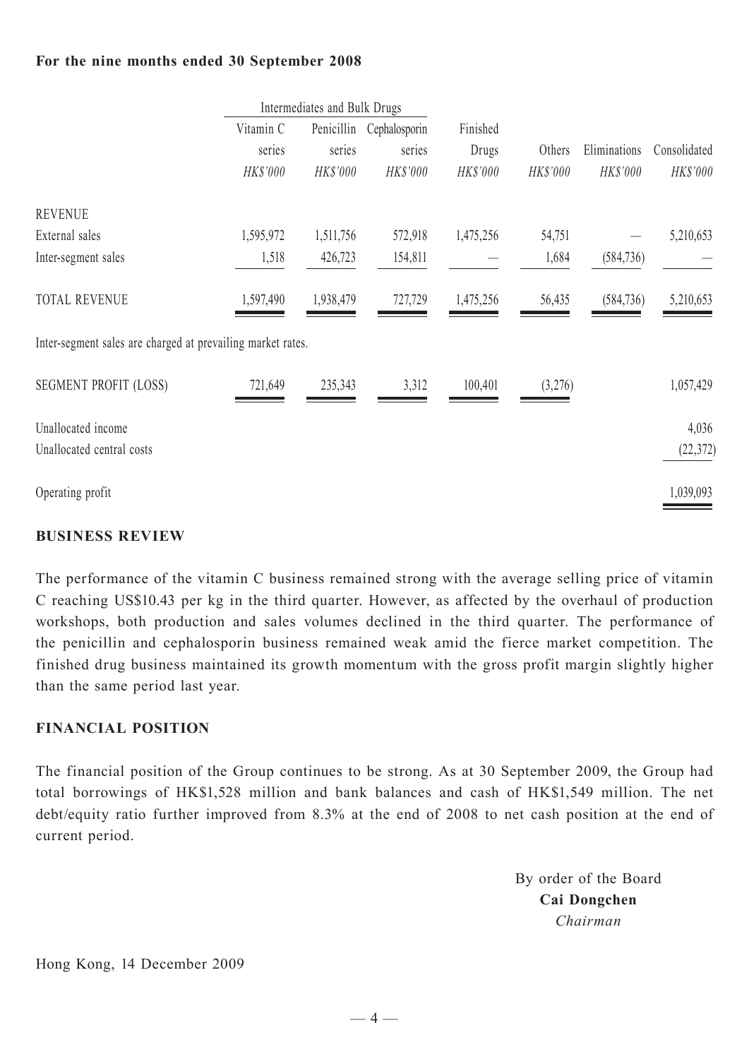**For the nine months ended 30 September 2008**

| | Intermediates and Bulk Drugs | | | | | | |
|---|---|---|---|---|---|---|---|
| | Vitamin C series | Penicillin series | Cephalosporin series | Finished Drugs | Others | Eliminations | Consolidated |
| | *HK$'000* | *HK$'000* | *HK$'000* | *HK$'000* | *HK$'000* | *HK$'000* | *HK$'000* |
| REVENUE | | | | | | | |
| External sales | 1,595,972 | 1,511,756 | 572,918 | 1,475,256 | 54,751 | — | 5,210,653 |
| Inter-segment sales | 1,518 | 426,723 | 154,811 | — | 1,684 | (584,736) | — |
| TOTAL REVENUE | 1,597,490 | 1,938,479 | 727,729 | 1,475,256 | 56,435 | (584,736) | 5,210,653 |
| Inter-segment sales are charged at prevailing market rates. | | | | | | | |
| SEGMENT PROFIT (LOSS) | 721,649 | 235,343 | 3,312 | 100,401 | (3,276) | | 1,057,429 |
| Unallocated income | | | | | | | 4,036 |
| Unallocated central costs | | | | | | | (22,372) |
| Operating profit | | | | | | | 1,039,093 |

## BUSINESS REVIEW

The performance of the vitamin C business remained strong with the average selling price of vitamin C reaching US$10.43 per kg in the third quarter. However, as affected by the overhaul of production workshops, both production and sales volumes declined in the third quarter. The performance of the penicillin and cephalosporin business remained weak amid the fierce market competition. The finished drug business maintained its growth momentum with the gross profit margin slightly higher than the same period last year.

## FINANCIAL POSITION

The financial position of the Group continues to be strong. As at 30 September 2009, the Group had total borrowings of HK$1,528 million and bank balances and cash of HK$1,549 million. The net debt/equity ratio further improved from 8.3% at the end of 2008 to net cash position at the end of current period.

By order of the Board
**Cai Dongchen**
*Chairman*

Hong Kong, 14 December 2009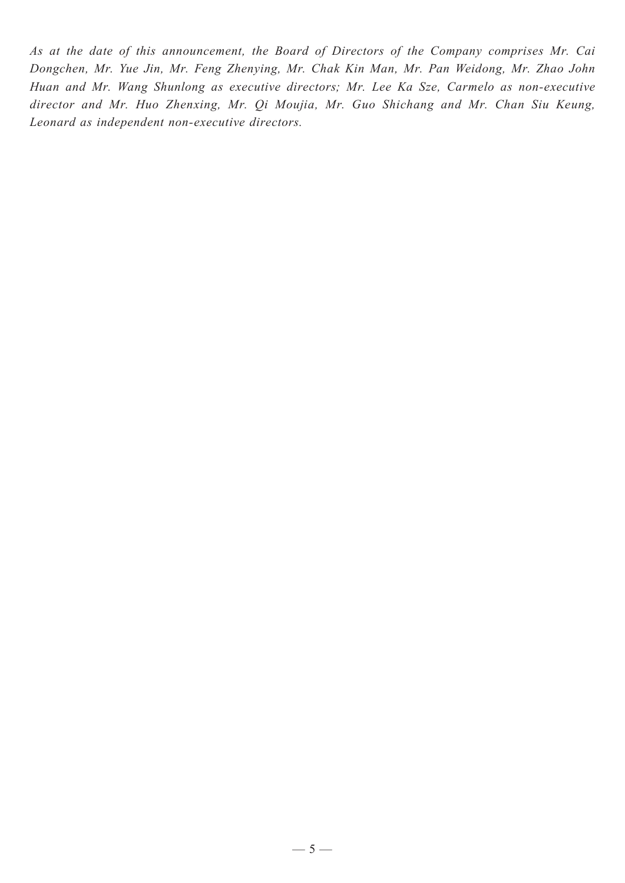*As at the date of this announcement, the Board of Directors of the Company comprises Mr. Cai Dongchen, Mr. Yue Jin, Mr. Feng Zhenying, Mr. Chak Kin Man, Mr. Pan Weidong, Mr. Zhao John Huan and Mr. Wang Shunlong as executive directors; Mr. Lee Ka Sze, Carmelo as non-executive director and Mr. Huo Zhenxing, Mr. Qi Moujia, Mr. Guo Shichang and Mr. Chan Siu Keung, Leonard as independent non-executive directors.*